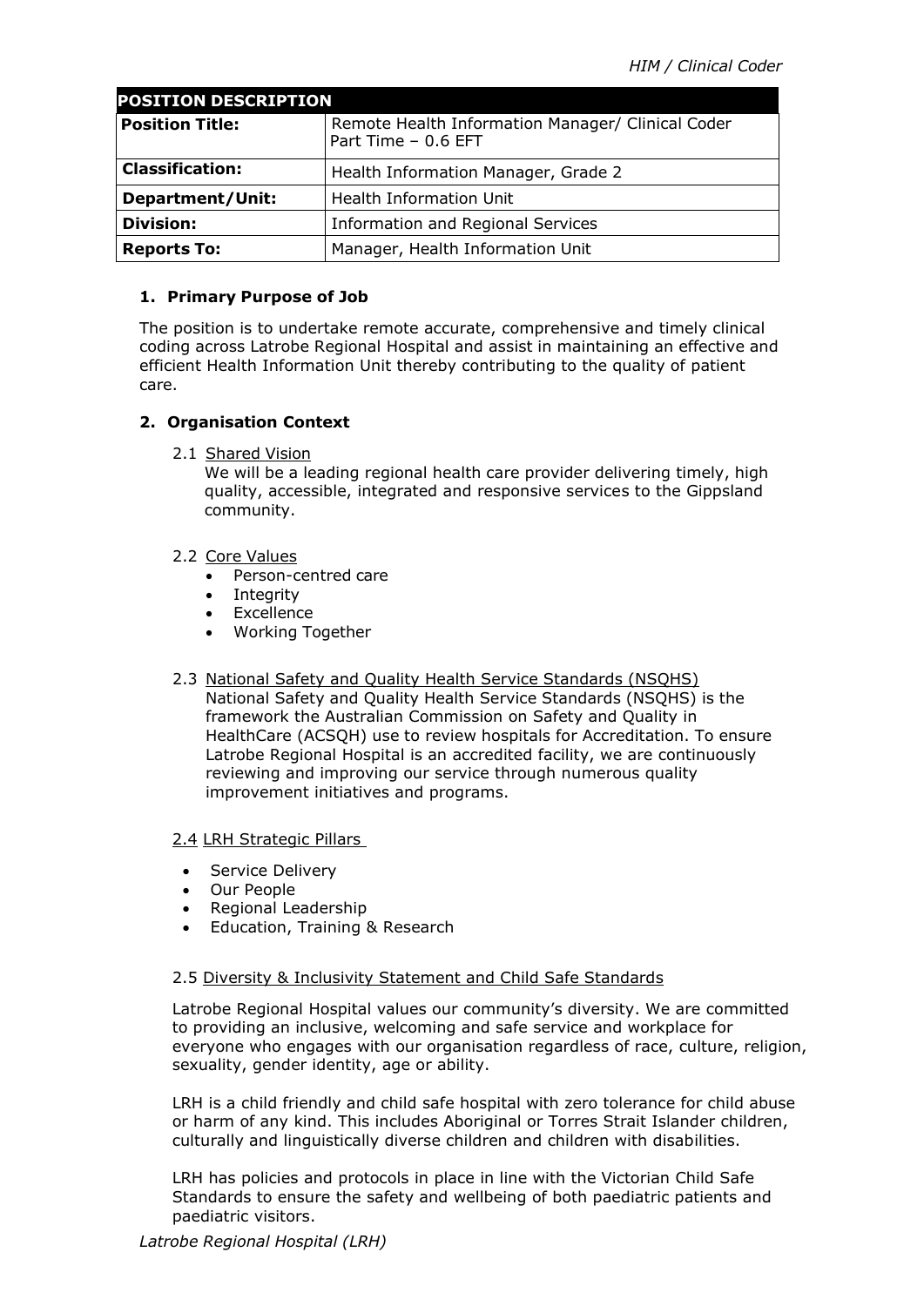| POSITION DESCRIPTION | |
|---|---|
| **Position Title:** | Remote Health Information Manager/ Clinical Coder<br>Part Time – 0.6 EFT |
| **Classification:** | Health Information Manager, Grade 2 |
| **Department/Unit:** | Health Information Unit |
| **Division:** | Information and Regional Services |
| **Reports To:** | Manager, Health Information Unit |

## 1. Primary Purpose of Job

The position is to undertake remote accurate, comprehensive and timely clinical coding across Latrobe Regional Hospital and assist in maintaining an effective and efficient Health Information Unit thereby contributing to the quality of patient care.

## 2. Organisation Context

### 2.1 Shared Vision

We will be a leading regional health care provider delivering timely, high quality, accessible, integrated and responsive services to the Gippsland community.

### 2.2 Core Values

- Person-centred care
- Integrity
- Excellence
- Working Together

### 2.3 National Safety and Quality Health Service Standards (NSQHS)

National Safety and Quality Health Service Standards (NSQHS) is the framework the Australian Commission on Safety and Quality in HealthCare (ACSQH) use to review hospitals for Accreditation. To ensure Latrobe Regional Hospital is an accredited facility, we are continuously reviewing and improving our service through numerous quality improvement initiatives and programs.

### 2.4 LRH Strategic Pillars

- Service Delivery
- Our People
- Regional Leadership
- Education, Training & Research

### 2.5 Diversity & Inclusivity Statement and Child Safe Standards

Latrobe Regional Hospital values our community's diversity. We are committed to providing an inclusive, welcoming and safe service and workplace for everyone who engages with our organisation regardless of race, culture, religion, sexuality, gender identity, age or ability.

LRH is a child friendly and child safe hospital with zero tolerance for child abuse or harm of any kind. This includes Aboriginal or Torres Strait Islander children, culturally and linguistically diverse children and children with disabilities.

LRH has policies and protocols in place in line with the Victorian Child Safe Standards to ensure the safety and wellbeing of both paediatric patients and paediatric visitors.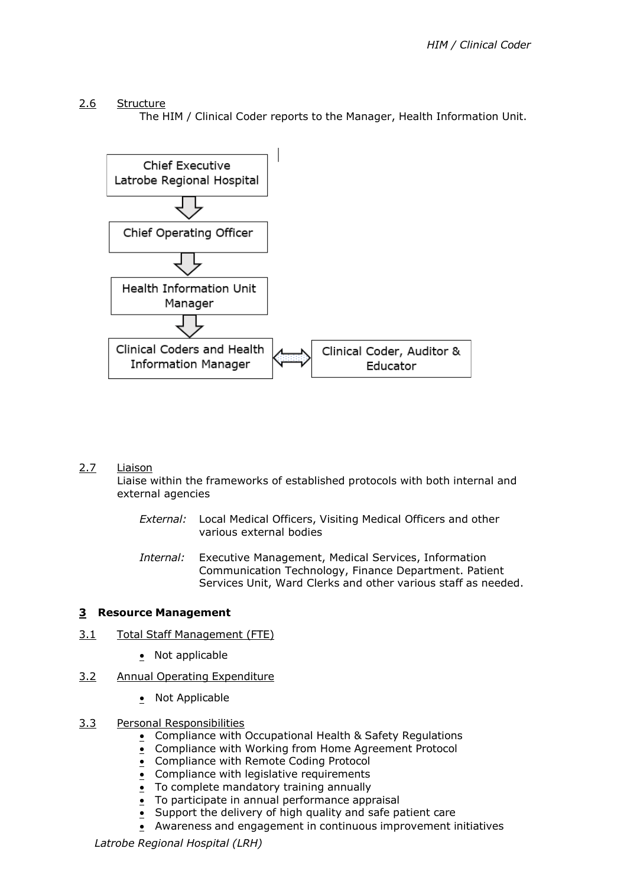2.6 Structure

The HIM / Clinical Coder reports to the Manager, Health Information Unit.

Chief Executive Latrobe Regional Hospital
↓
Chief Operating Officer
↓
Health Information Unit Manager
↓
Clinical Coders and Health Information Manager ⟷ Clinical Coder, Auditor & Educator

2.7 Liaison

Liaise within the frameworks of established protocols with both internal and external agencies

*External:* Local Medical Officers, Visiting Medical Officers and other various external bodies

*Internal:* Executive Management, Medical Services, Information Communication Technology, Finance Department. Patient Services Unit, Ward Clerks and other various staff as needed.

## 3 Resource Management

3.1 Total Staff Management (FTE)

- Not applicable

3.2 Annual Operating Expenditure

- Not Applicable

3.3 Personal Responsibilities

- Compliance with Occupational Health & Safety Regulations
- Compliance with Working from Home Agreement Protocol
- Compliance with Remote Coding Protocol
- Compliance with legislative requirements
- To complete mandatory training annually
- To participate in annual performance appraisal
- Support the delivery of high quality and safe patient care
- Awareness and engagement in continuous improvement initiatives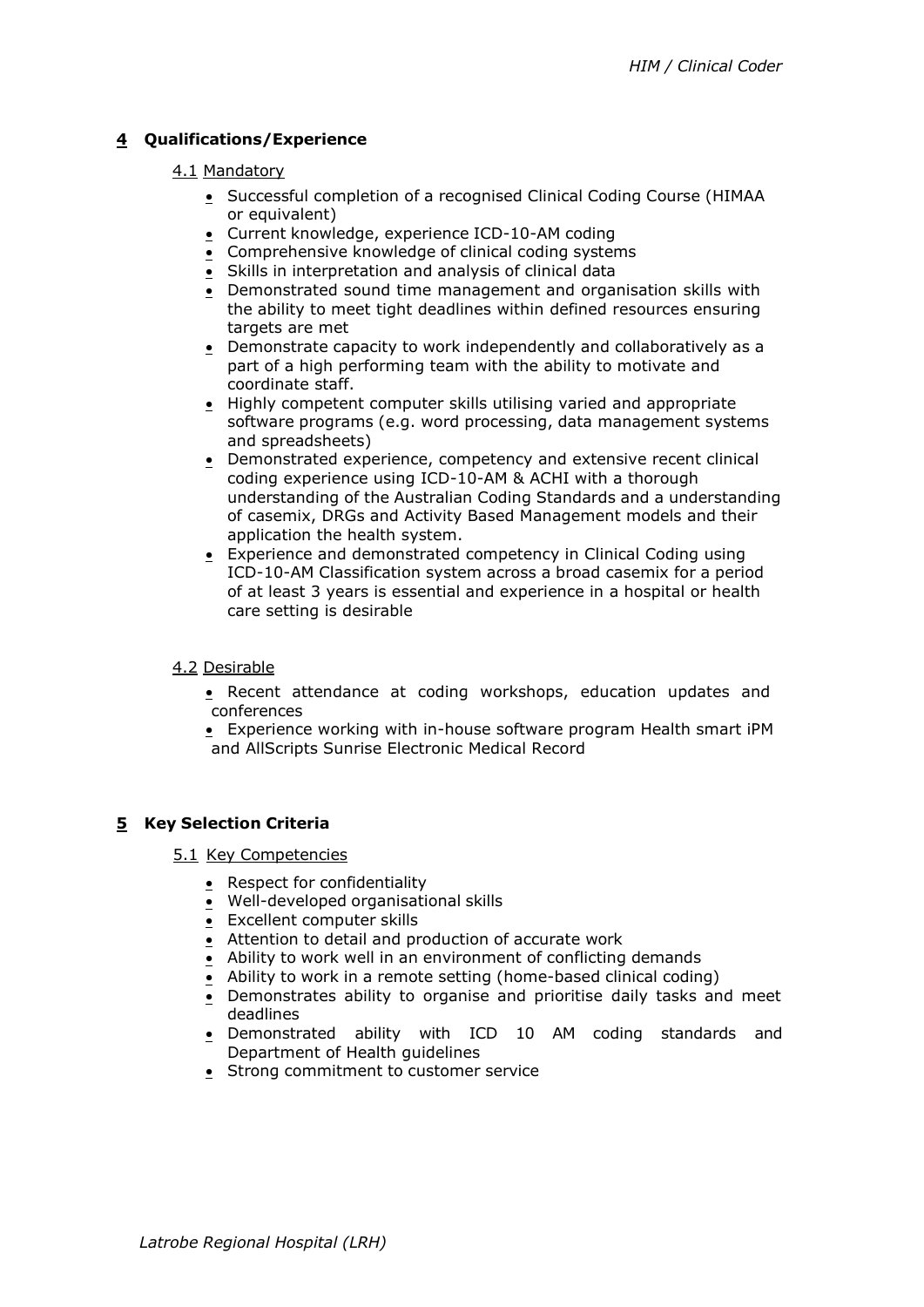## 4 Qualifications/Experience

### 4.1 Mandatory

- Successful completion of a recognised Clinical Coding Course (HIMAA or equivalent)
- Current knowledge, experience ICD-10-AM coding
- Comprehensive knowledge of clinical coding systems
- Skills in interpretation and analysis of clinical data
- Demonstrated sound time management and organisation skills with the ability to meet tight deadlines within defined resources ensuring targets are met
- Demonstrate capacity to work independently and collaboratively as a part of a high performing team with the ability to motivate and coordinate staff.
- Highly competent computer skills utilising varied and appropriate software programs (e.g. word processing, data management systems and spreadsheets)
- Demonstrated experience, competency and extensive recent clinical coding experience using ICD-10-AM & ACHI with a thorough understanding of the Australian Coding Standards and a understanding of casemix, DRGs and Activity Based Management models and their application the health system.
- Experience and demonstrated competency in Clinical Coding using ICD-10-AM Classification system across a broad casemix for a period of at least 3 years is essential and experience in a hospital or health care setting is desirable

### 4.2 Desirable

- Recent attendance at coding workshops, education updates and conferences
- Experience working with in-house software program Health smart iPM and AllScripts Sunrise Electronic Medical Record

## 5 Key Selection Criteria

### 5.1 Key Competencies

- Respect for confidentiality
- Well-developed organisational skills
- Excellent computer skills
- Attention to detail and production of accurate work
- Ability to work well in an environment of conflicting demands
- Ability to work in a remote setting (home-based clinical coding)
- Demonstrates ability to organise and prioritise daily tasks and meet deadlines
- Demonstrated ability with ICD 10 AM coding standards and Department of Health guidelines
- Strong commitment to customer service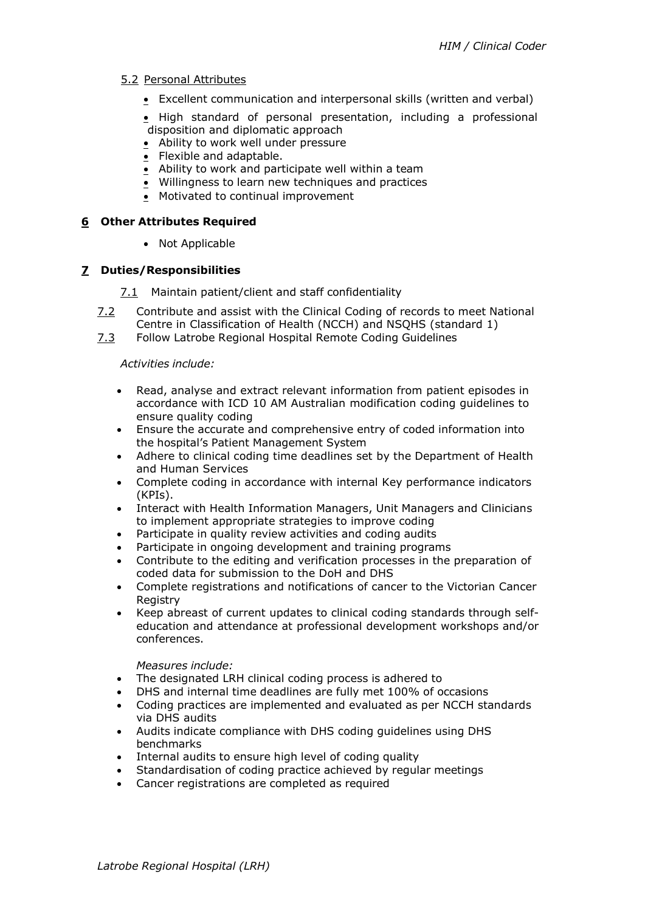### 5.2 Personal Attributes

- Excellent communication and interpersonal skills (written and verbal)
- High standard of personal presentation, including a professional disposition and diplomatic approach
- Ability to work well under pressure
- Flexible and adaptable.
- Ability to work and participate well within a team
- Willingness to learn new techniques and practices
- Motivated to continual improvement

## 6 Other Attributes Required

- Not Applicable

## 7 Duties/Responsibilities

7.1 Maintain patient/client and staff confidentiality

7.2 Contribute and assist with the Clinical Coding of records to meet National Centre in Classification of Health (NCCH) and NSQHS (standard 1)

7.3 Follow Latrobe Regional Hospital Remote Coding Guidelines

*Activities include:*

- Read, analyse and extract relevant information from patient episodes in accordance with ICD 10 AM Australian modification coding guidelines to ensure quality coding
- Ensure the accurate and comprehensive entry of coded information into the hospital's Patient Management System
- Adhere to clinical coding time deadlines set by the Department of Health and Human Services
- Complete coding in accordance with internal Key performance indicators (KPIs).
- Interact with Health Information Managers, Unit Managers and Clinicians to implement appropriate strategies to improve coding
- Participate in quality review activities and coding audits
- Participate in ongoing development and training programs
- Contribute to the editing and verification processes in the preparation of coded data for submission to the DoH and DHS
- Complete registrations and notifications of cancer to the Victorian Cancer Registry
- Keep abreast of current updates to clinical coding standards through self-education and attendance at professional development workshops and/or conferences.

*Measures include:*

- The designated LRH clinical coding process is adhered to
- DHS and internal time deadlines are fully met 100% of occasions
- Coding practices are implemented and evaluated as per NCCH standards via DHS audits
- Audits indicate compliance with DHS coding guidelines using DHS benchmarks
- Internal audits to ensure high level of coding quality
- Standardisation of coding practice achieved by regular meetings
- Cancer registrations are completed as required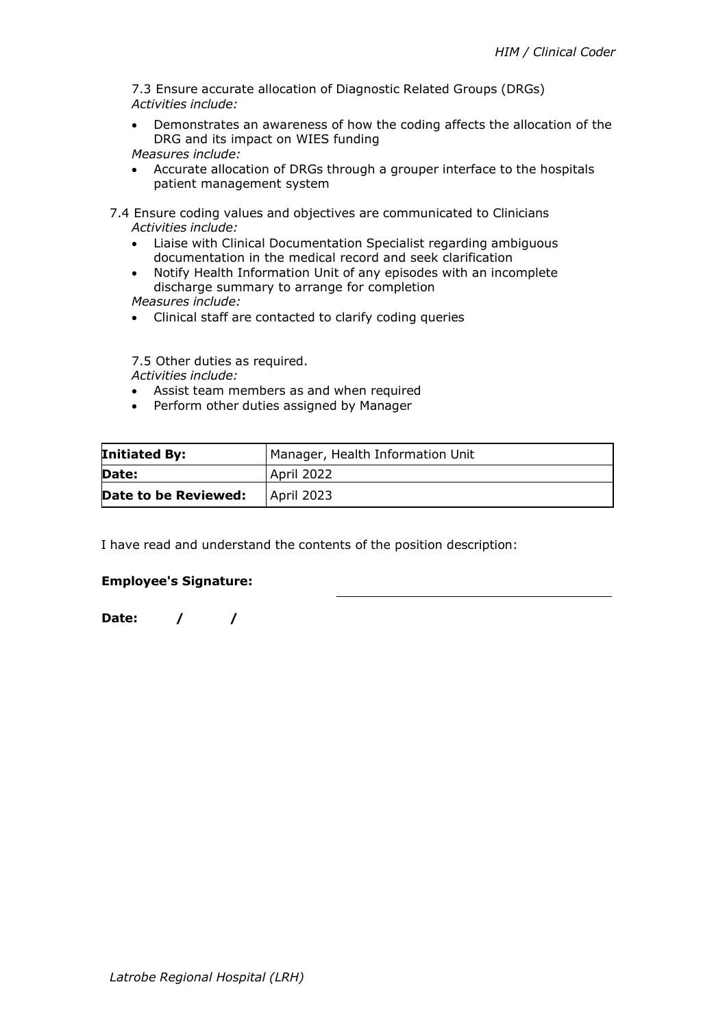7.3 Ensure accurate allocation of Diagnostic Related Groups (DRGs)
*Activities include:*

- Demonstrates an awareness of how the coding affects the allocation of the DRG and its impact on WIES funding

*Measures include:*

- Accurate allocation of DRGs through a grouper interface to the hospitals patient management system

7.4 Ensure coding values and objectives are communicated to Clinicians
*Activities include:*

- Liaise with Clinical Documentation Specialist regarding ambiguous documentation in the medical record and seek clarification
- Notify Health Information Unit of any episodes with an incomplete discharge summary to arrange for completion

*Measures include:*

- Clinical staff are contacted to clarify coding queries

7.5 Other duties as required.
*Activities include:*

- Assist team members as and when required
- Perform other duties assigned by Manager

| | |
|---|---|
| **Initiated By:** | Manager, Health Information Unit |
| **Date:** | April 2022 |
| **Date to be Reviewed:** | April 2023 |

I have read and understand the contents of the position description:

**Employee's Signature:** ______________________________

**Date: / /**